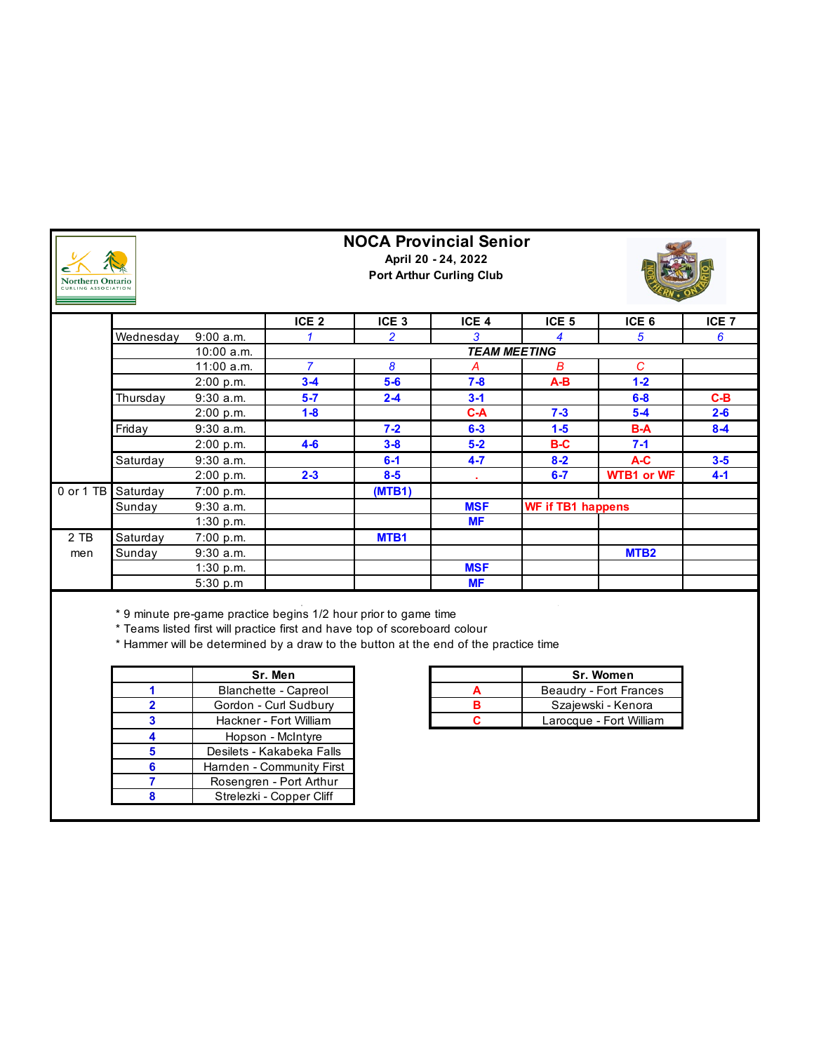# NOCA Provincial Senior

**April 20 - 24, 2022**

**Port Arthur Curling Club**

| | | | ICE 2 | ICE 3 | ICE 4 | ICE 5 | ICE 6 | ICE 7 |
|---|---|---|---|---|---|---|---|---|
| | Wednesday | 9:00 a.m. | *1* | *2* | *3* | *4* | *5* | *6* |
| | | 10:00 a.m. | | | ***TEAM MEETING*** | | | |
| | | 11:00 a.m. | *7* | *8* | *A* | *B* | *C* | |
| | | 2:00 p.m. | **3-4** | **5-6** | **7-8** | **A-B** | **1-2** | |
| | Thursday | 9:30 a.m. | **5-7** | **2-4** | **3-1** | | **6-8** | **C-B** |
| | | 2:00 p.m. | **1-8** | | **C-A** | **7-3** | **5-4** | **2-6** |
| | Friday | 9:30 a.m. | | **7-2** | **6-3** | **1-5** | **B-A** | **8-4** |
| | | 2:00 p.m. | **4-6** | **3-8** | **5-2** | **B-C** | **7-1** | |
| | Saturday | 9:30 a.m. | | **6-1** | **4-7** | **8-2** | **A-C** | **3-5** |
| | | 2:00 p.m. | **2-3** | **8-5** | **.** | **6-7** | **WTB1 or WF** | **4-1** |
| 0 or 1 TB | Saturday | 7:00 p.m. | | **(MTB1)** | | | | |
| | Sunday | 9:30 a.m. | | | **MSF** | **WF if TB1 happens** | | |
| | | 1:30 p.m. | | | **MF** | | | |
| 2 TB men | Saturday | 7:00 p.m. | | **MTB1** | | | | |
| | Sunday | 9:30 a.m. | | | | | **MTB2** | |
| | | 1:30 p.m. | | | **MSF** | | | |
| | | 5:30 p.m | | | **MF** | | | |

* 9 minute pre-game practice begins 1/2 hour prior to game time
* Teams listed first will practice first and have top of scoreboard colour
* Hammer will be determined by a draw to the button at the end of the practice time

| | Sr. Men |
|---|---|
| **1** | Blanchette - Capreol |
| **2** | Gordon - Curl Sudbury |
| **3** | Hackner - Fort William |
| **4** | Hopson - McIntyre |
| **5** | Desilets - Kakabeka Falls |
| **6** | Harnden - Community First |
| **7** | Rosengren - Port Arthur |
| **8** | Strelezki - Copper Cliff |

| | Sr. Women |
|---|---|
| **A** | Beaudry - Fort Frances |
| **B** | Szajewski - Kenora |
| **C** | Larocque - Fort William |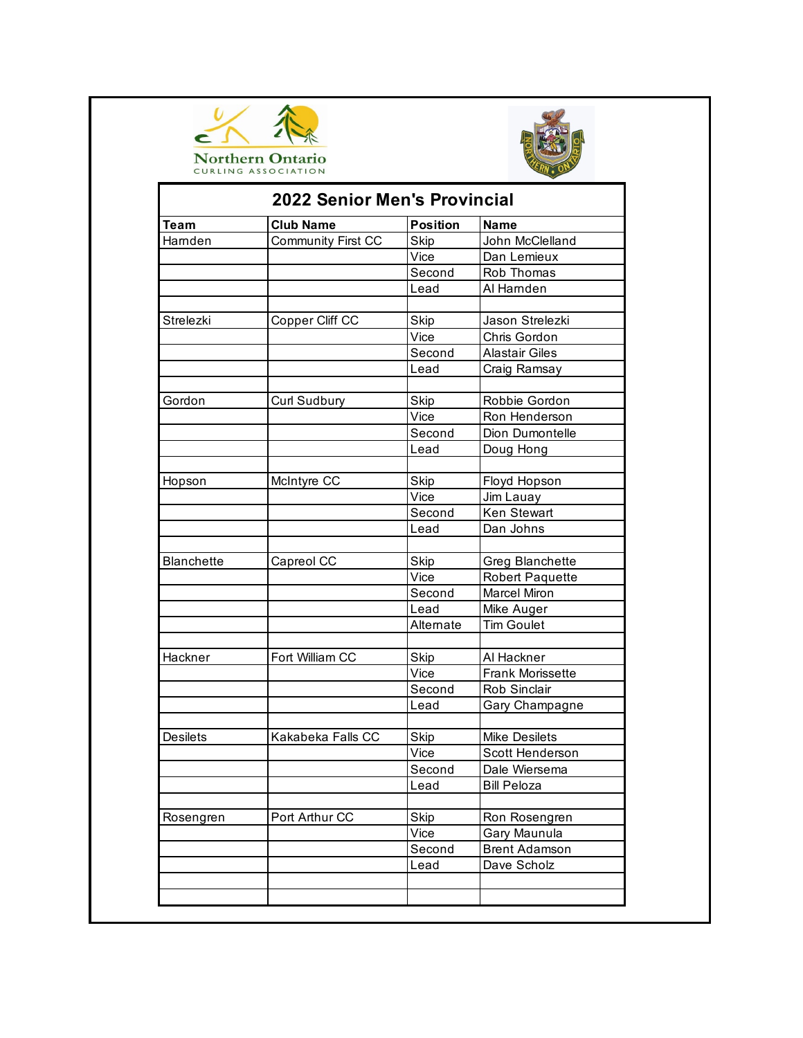Northern Ontario
CURLING ASSOCIATION

# 2022 Senior Men's Provincial

| Team | Club Name | Position | Name |
|---|---|---|---|
| Hamden | Community First CC | Skip | John McClelland |
| | | Vice | Dan Lemieux |
| | | Second | Rob Thomas |
| | | Lead | Al Harnden |
| | | | |
| Strelezki | Copper Cliff CC | Skip | Jason Strelezki |
| | | Vice | Chris Gordon |
| | | Second | Alastair Giles |
| | | Lead | Craig Ramsay |
| | | | |
| Gordon | Curl Sudbury | Skip | Robbie Gordon |
| | | Vice | Ron Henderson |
| | | Second | Dion Dumontelle |
| | | Lead | Doug Hong |
| | | | |
| Hopson | McIntyre CC | Skip | Floyd Hopson |
| | | Vice | Jim Lauay |
| | | Second | Ken Stewart |
| | | Lead | Dan Johns |
| | | | |
| Blanchette | Capreol CC | Skip | Greg Blanchette |
| | | Vice | Robert Paquette |
| | | Second | Marcel Miron |
| | | Lead | Mike Auger |
| | | Alternate | Tim Goulet |
| | | | |
| Hackner | Fort William CC | Skip | Al Hackner |
| | | Vice | Frank Morissette |
| | | Second | Rob Sinclair |
| | | Lead | Gary Champagne |
| | | | |
| Desilets | Kakabeka Falls CC | Skip | Mike Desilets |
| | | Vice | Scott Henderson |
| | | Second | Dale Wiersema |
| | | Lead | Bill Peloza |
| | | | |
| Rosengren | Port Arthur CC | Skip | Ron Rosengren |
| | | Vice | Gary Maunula |
| | | Second | Brent Adamson |
| | | Lead | Dave Scholz |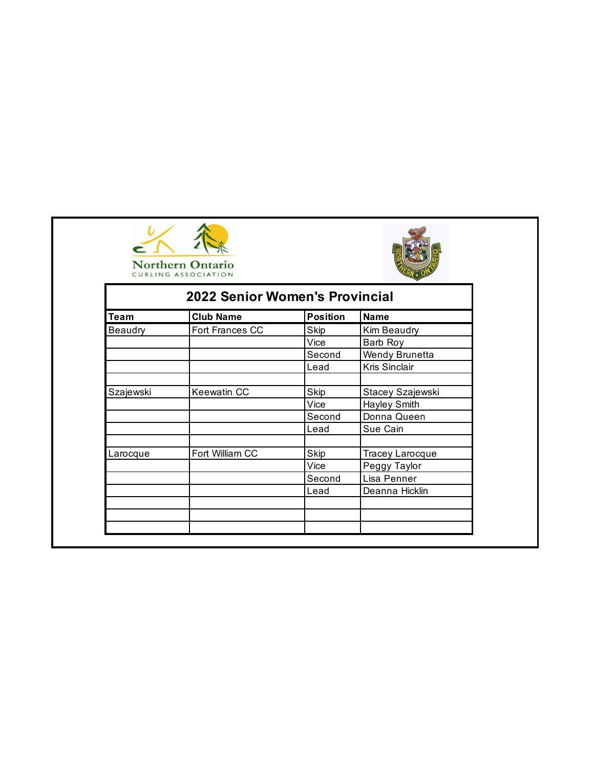Northern Ontario
CURLING ASSOCIATION

## 2022 Senior Women's Provincial

| Team | Club Name | Position | Name |
|---|---|---|---|
| Beaudry | Fort Frances CC | Skip | Kim Beaudry |
| | | Vice | Barb Roy |
| | | Second | Wendy Brunetta |
| | | Lead | Kris Sinclair |
| | | | |
| Szajewski | Keewatin CC | Skip | Stacey Szajewski |
| | | Vice | Hayley Smith |
| | | Second | Donna Queen |
| | | Lead | Sue Cain |
| | | | |
| Larocque | Fort William CC | Skip | Tracey Larocque |
| | | Vice | Peggy Taylor |
| | | Second | Lisa Penner |
| | | Lead | Deanna Hicklin |
| | | | |
| | | | |
| | | | |